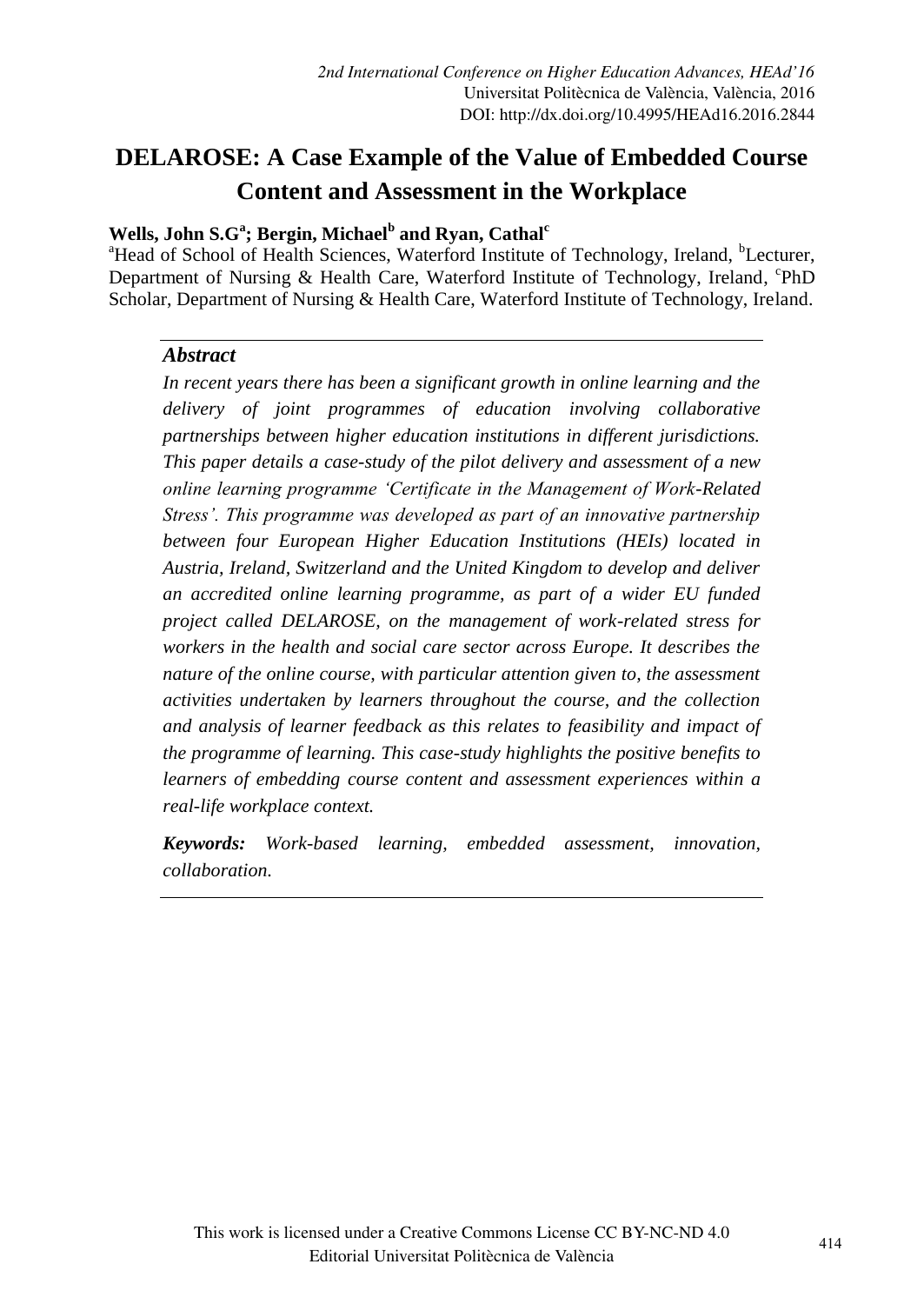*2nd International Conference on Higher Education Advances, HEAd'16*
Universitat Politècnica de València, València, 2016
DOI: http://dx.doi.org/10.4995/HEAd16.2016.2844

# DELAROSE: A Case Example of the Value of Embedded Course Content and Assessment in the Workplace

**Wells, John S.G[a]; Bergin, Michael[b] and Ryan, Cathal[c]**

[a]Head of School of Health Sciences, Waterford Institute of Technology, Ireland, [b]Lecturer, Department of Nursing & Health Care, Waterford Institute of Technology, Ireland, [c]PhD Scholar, Department of Nursing & Health Care, Waterford Institute of Technology, Ireland.

### *Abstract*

*In recent years there has been a significant growth in online learning and the delivery of joint programmes of education involving collaborative partnerships between higher education institutions in different jurisdictions. This paper details a case-study of the pilot delivery and assessment of a new online learning programme 'Certificate in the Management of Work-Related Stress'. This programme was developed as part of an innovative partnership between four European Higher Education Institutions (HEIs) located in Austria, Ireland, Switzerland and the United Kingdom to develop and deliver an accredited online learning programme, as part of a wider EU funded project called DELAROSE, on the management of work-related stress for workers in the health and social care sector across Europe. It describes the nature of the online course, with particular attention given to, the assessment activities undertaken by learners throughout the course, and the collection and analysis of learner feedback as this relates to feasibility and impact of the programme of learning. This case-study highlights the positive benefits to learners of embedding course content and assessment experiences within a real-life workplace context.*

***Keywords:*** *Work-based learning, embedded assessment, innovation, collaboration.*

This work is licensed under a Creative Commons License CC BY-NC-ND 4.0
Editorial Universitat Politècnica de València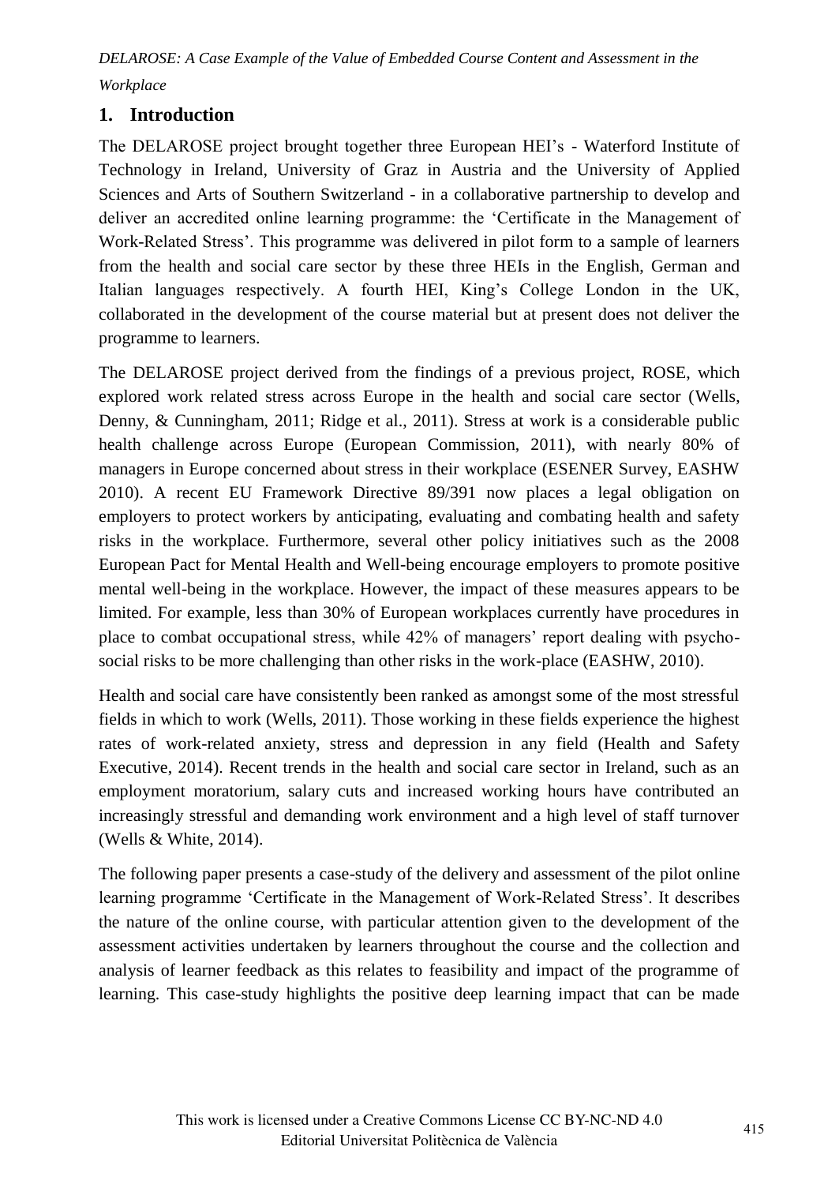## 1. Introduction

The DELAROSE project brought together three European HEI's - Waterford Institute of Technology in Ireland, University of Graz in Austria and the University of Applied Sciences and Arts of Southern Switzerland - in a collaborative partnership to develop and deliver an accredited online learning programme: the 'Certificate in the Management of Work-Related Stress'. This programme was delivered in pilot form to a sample of learners from the health and social care sector by these three HEIs in the English, German and Italian languages respectively. A fourth HEI, King's College London in the UK, collaborated in the development of the course material but at present does not deliver the programme to learners.

The DELAROSE project derived from the findings of a previous project, ROSE, which explored work related stress across Europe in the health and social care sector (Wells, Denny, & Cunningham, 2011; Ridge et al., 2011). Stress at work is a considerable public health challenge across Europe (European Commission, 2011), with nearly 80% of managers in Europe concerned about stress in their workplace (ESENER Survey, EASHW 2010). A recent EU Framework Directive 89/391 now places a legal obligation on employers to protect workers by anticipating, evaluating and combating health and safety risks in the workplace. Furthermore, several other policy initiatives such as the 2008 European Pact for Mental Health and Well-being encourage employers to promote positive mental well-being in the workplace. However, the impact of these measures appears to be limited. For example, less than 30% of European workplaces currently have procedures in place to combat occupational stress, while 42% of managers' report dealing with psycho-social risks to be more challenging than other risks in the work-place (EASHW, 2010).

Health and social care have consistently been ranked as amongst some of the most stressful fields in which to work (Wells, 2011). Those working in these fields experience the highest rates of work-related anxiety, stress and depression in any field (Health and Safety Executive, 2014). Recent trends in the health and social care sector in Ireland, such as an employment moratorium, salary cuts and increased working hours have contributed an increasingly stressful and demanding work environment and a high level of staff turnover (Wells & White, 2014).

The following paper presents a case-study of the delivery and assessment of the pilot online learning programme 'Certificate in the Management of Work-Related Stress'. It describes the nature of the online course, with particular attention given to the development of the assessment activities undertaken by learners throughout the course and the collection and analysis of learner feedback as this relates to feasibility and impact of the programme of learning. This case-study highlights the positive deep learning impact that can be made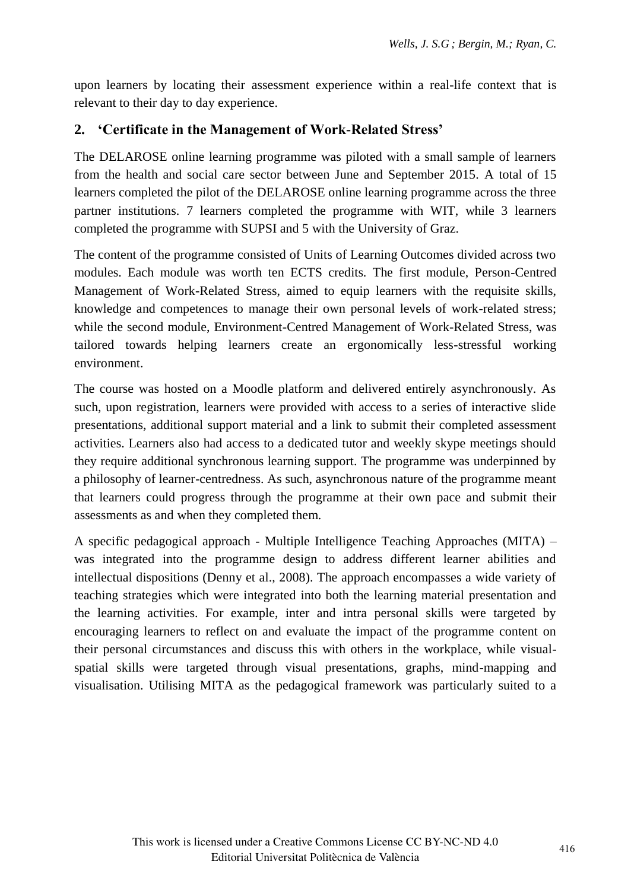upon learners by locating their assessment experience within a real-life context that is relevant to their day to day experience.

## 2. 'Certificate in the Management of Work-Related Stress'

The DELAROSE online learning programme was piloted with a small sample of learners from the health and social care sector between June and September 2015. A total of 15 learners completed the pilot of the DELAROSE online learning programme across the three partner institutions. 7 learners completed the programme with WIT, while 3 learners completed the programme with SUPSI and 5 with the University of Graz.

The content of the programme consisted of Units of Learning Outcomes divided across two modules. Each module was worth ten ECTS credits. The first module, Person-Centred Management of Work-Related Stress, aimed to equip learners with the requisite skills, knowledge and competences to manage their own personal levels of work-related stress; while the second module, Environment-Centred Management of Work-Related Stress, was tailored towards helping learners create an ergonomically less-stressful working environment.

The course was hosted on a Moodle platform and delivered entirely asynchronously. As such, upon registration, learners were provided with access to a series of interactive slide presentations, additional support material and a link to submit their completed assessment activities. Learners also had access to a dedicated tutor and weekly skype meetings should they require additional synchronous learning support. The programme was underpinned by a philosophy of learner-centredness. As such, asynchronous nature of the programme meant that learners could progress through the programme at their own pace and submit their assessments as and when they completed them.

A specific pedagogical approach - Multiple Intelligence Teaching Approaches (MITA) – was integrated into the programme design to address different learner abilities and intellectual dispositions (Denny et al., 2008). The approach encompasses a wide variety of teaching strategies which were integrated into both the learning material presentation and the learning activities. For example, inter and intra personal skills were targeted by encouraging learners to reflect on and evaluate the impact of the programme content on their personal circumstances and discuss this with others in the workplace, while visual-spatial skills were targeted through visual presentations, graphs, mind-mapping and visualisation. Utilising MITA as the pedagogical framework was particularly suited to a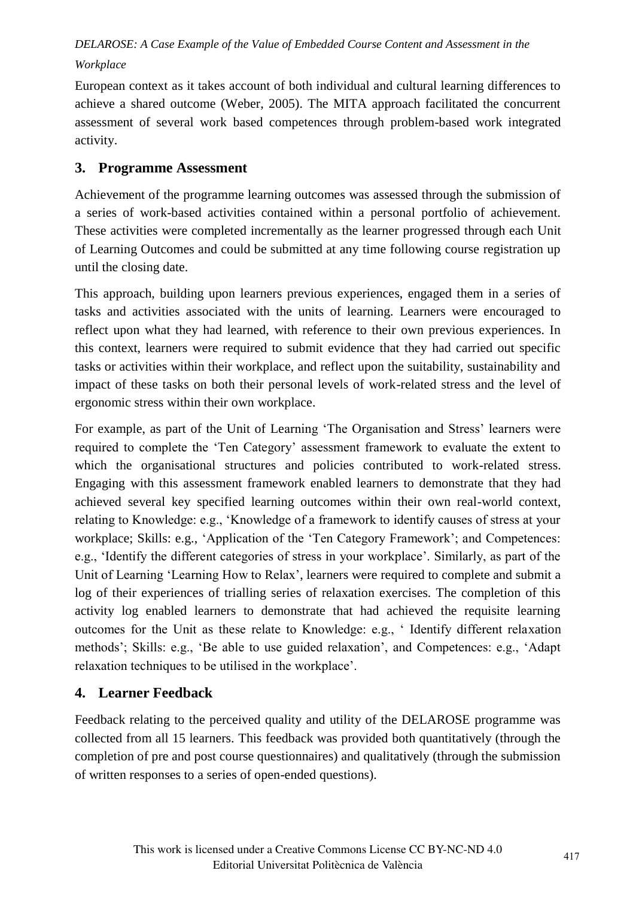European context as it takes account of both individual and cultural learning differences to achieve a shared outcome (Weber, 2005). The MITA approach facilitated the concurrent assessment of several work based competences through problem-based work integrated activity.

## 3. Programme Assessment

Achievement of the programme learning outcomes was assessed through the submission of a series of work-based activities contained within a personal portfolio of achievement. These activities were completed incrementally as the learner progressed through each Unit of Learning Outcomes and could be submitted at any time following course registration up until the closing date.

This approach, building upon learners previous experiences, engaged them in a series of tasks and activities associated with the units of learning. Learners were encouraged to reflect upon what they had learned, with reference to their own previous experiences. In this context, learners were required to submit evidence that they had carried out specific tasks or activities within their workplace, and reflect upon the suitability, sustainability and impact of these tasks on both their personal levels of work-related stress and the level of ergonomic stress within their own workplace.

For example, as part of the Unit of Learning 'The Organisation and Stress' learners were required to complete the 'Ten Category' assessment framework to evaluate the extent to which the organisational structures and policies contributed to work-related stress. Engaging with this assessment framework enabled learners to demonstrate that they had achieved several key specified learning outcomes within their own real-world context, relating to Knowledge: e.g., 'Knowledge of a framework to identify causes of stress at your workplace; Skills: e.g., 'Application of the 'Ten Category Framework'; and Competences: e.g., 'Identify the different categories of stress in your workplace'. Similarly, as part of the Unit of Learning 'Learning How to Relax', learners were required to complete and submit a log of their experiences of trialling series of relaxation exercises. The completion of this activity log enabled learners to demonstrate that had achieved the requisite learning outcomes for the Unit as these relate to Knowledge: e.g., ' Identify different relaxation methods'; Skills: e.g., 'Be able to use guided relaxation', and Competences: e.g., 'Adapt relaxation techniques to be utilised in the workplace'.

## 4. Learner Feedback

Feedback relating to the perceived quality and utility of the DELAROSE programme was collected from all 15 learners. This feedback was provided both quantitatively (through the completion of pre and post course questionnaires) and qualitatively (through the submission of written responses to a series of open-ended questions).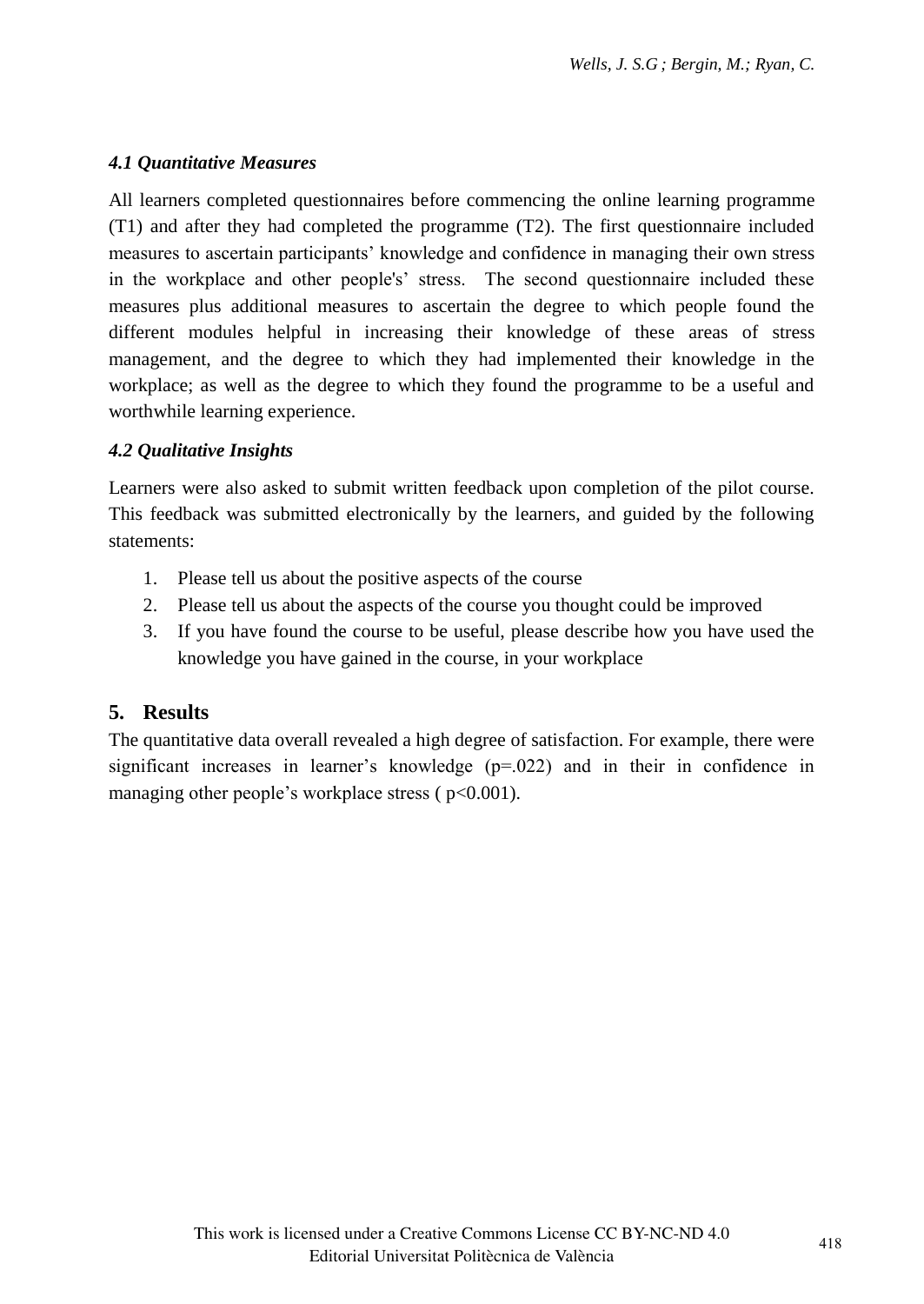### *4.1 Quantitative Measures*

All learners completed questionnaires before commencing the online learning programme (T1) and after they had completed the programme (T2). The first questionnaire included measures to ascertain participants' knowledge and confidence in managing their own stress in the workplace and other people's' stress. The second questionnaire included these measures plus additional measures to ascertain the degree to which people found the different modules helpful in increasing their knowledge of these areas of stress management, and the degree to which they had implemented their knowledge in the workplace; as well as the degree to which they found the programme to be a useful and worthwhile learning experience.

### *4.2 Qualitative Insights*

Learners were also asked to submit written feedback upon completion of the pilot course. This feedback was submitted electronically by the learners, and guided by the following statements:

1. Please tell us about the positive aspects of the course
2. Please tell us about the aspects of the course you thought could be improved
3. If you have found the course to be useful, please describe how you have used the knowledge you have gained in the course, in your workplace

## 5. Results

The quantitative data overall revealed a high degree of satisfaction. For example, there were significant increases in learner's knowledge ($p=.022$) and in their in confidence in managing other people's workplace stress ( $p<0.001$).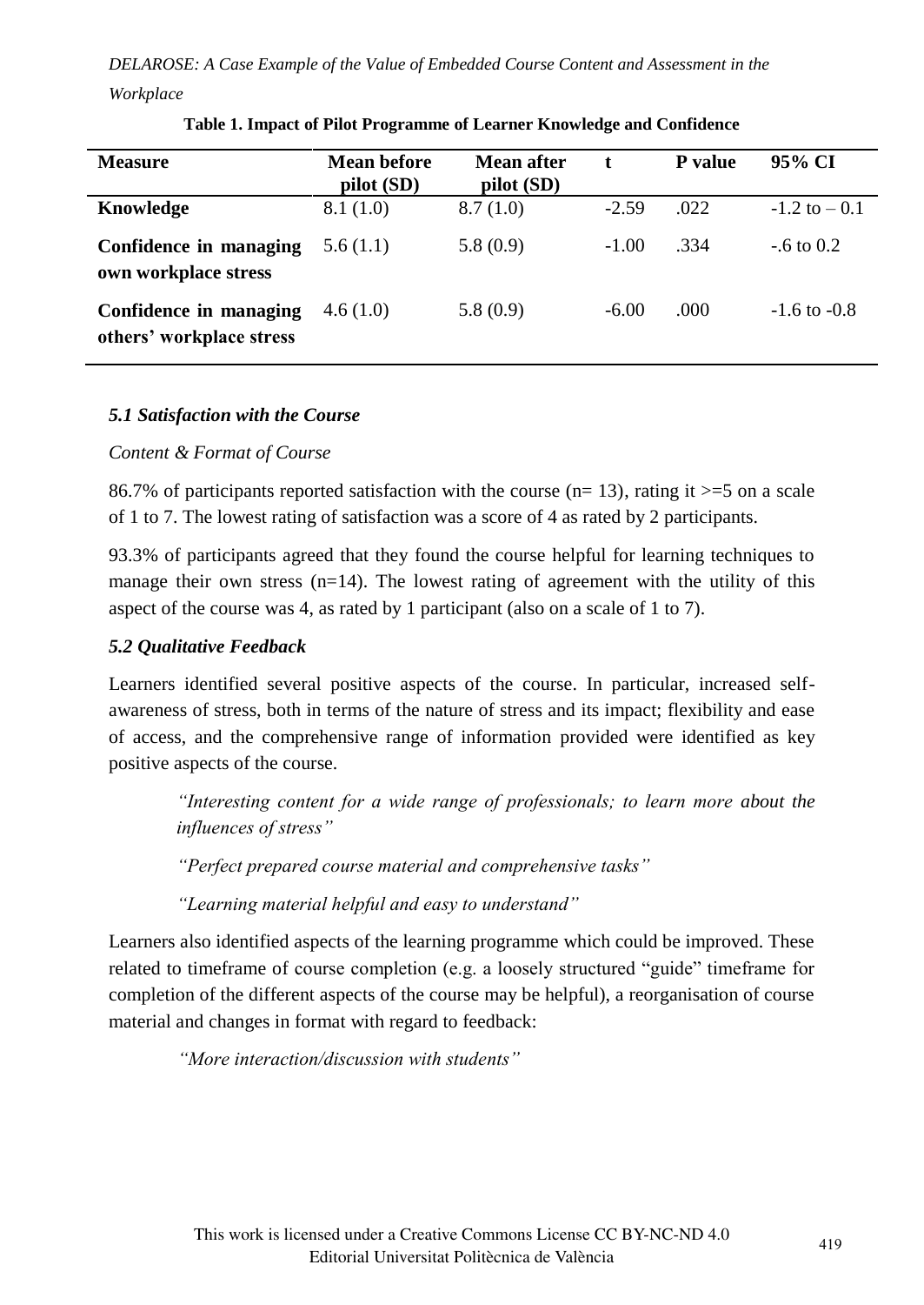**Table 1. Impact of Pilot Programme of Learner Knowledge and Confidence**

| Measure | Mean before pilot (SD) | Mean after pilot (SD) | t | P value | 95% CI |
|---|---|---|---|---|---|
| **Knowledge** | 8.1 (1.0) | 8.7 (1.0) | -2.59 | .022 | -1.2 to – 0.1 |
| **Confidence in managing own workplace stress** | 5.6 (1.1) | 5.8 (0.9) | -1.00 | .334 | -.6 to 0.2 |
| **Confidence in managing others' workplace stress** | 4.6 (1.0) | 5.8 (0.9) | -6.00 | .000 | -1.6 to -0.8 |

### *5.1 Satisfaction with the Course*

*Content & Format of Course*

86.7% of participants reported satisfaction with the course (n= 13), rating it >=5 on a scale of 1 to 7. The lowest rating of satisfaction was a score of 4 as rated by 2 participants.

93.3% of participants agreed that they found the course helpful for learning techniques to manage their own stress (n=14). The lowest rating of agreement with the utility of this aspect of the course was 4, as rated by 1 participant (also on a scale of 1 to 7).

### *5.2 Qualitative Feedback*

Learners identified several positive aspects of the course. In particular, increased self-awareness of stress, both in terms of the nature of stress and its impact; flexibility and ease of access, and the comprehensive range of information provided were identified as key positive aspects of the course.

> *"Interesting content for a wide range of professionals; to learn more about the influences of stress"*
>
> *"Perfect prepared course material and comprehensive tasks"*
>
> *"Learning material helpful and easy to understand"*

Learners also identified aspects of the learning programme which could be improved. These related to timeframe of course completion (e.g. a loosely structured "guide" timeframe for completion of the different aspects of the course may be helpful), a reorganisation of course material and changes in format with regard to feedback:

> *"More interaction/discussion with students"*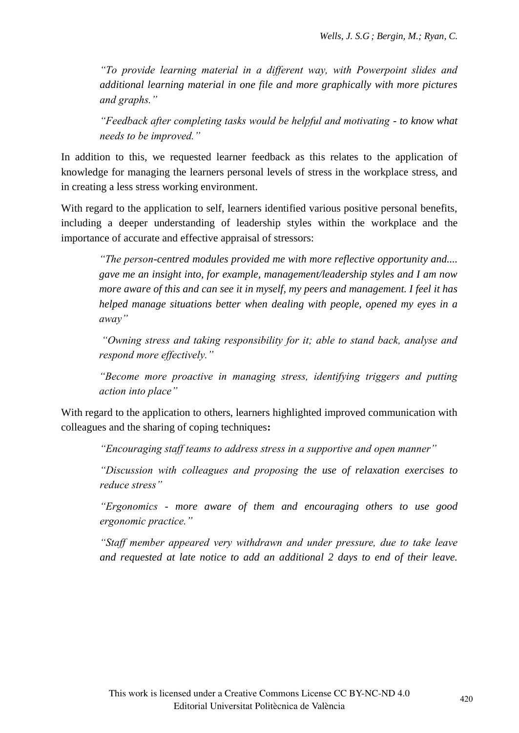*"To provide learning material in a different way, with Powerpoint slides and additional learning material in one file and more graphically with more pictures and graphs."*

*"Feedback after completing tasks would be helpful and motivating - to know what needs to be improved."*

In addition to this, we requested learner feedback as this relates to the application of knowledge for managing the learners personal levels of stress in the workplace stress, and in creating a less stress working environment.

With regard to the application to self, learners identified various positive personal benefits, including a deeper understanding of leadership styles within the workplace and the importance of accurate and effective appraisal of stressors:

*"The person-centred modules provided me with more reflective opportunity and.... gave me an insight into, for example, management/leadership styles and I am now more aware of this and can see it in myself, my peers and management. I feel it has helped manage situations better when dealing with people, opened my eyes in a away"*

*"Owning stress and taking responsibility for it; able to stand back, analyse and respond more effectively."*

*"Become more proactive in managing stress, identifying triggers and putting action into place"*

With regard to the application to others, learners highlighted improved communication with colleagues and the sharing of coping techniques**:**

*"Encouraging staff teams to address stress in a supportive and open manner"*

*"Discussion with colleagues and proposing the use of relaxation exercises to reduce stress"*

*"Ergonomics - more aware of them and encouraging others to use good ergonomic practice."*

*"Staff member appeared very withdrawn and under pressure, due to take leave and requested at late notice to add an additional 2 days to end of their leave.*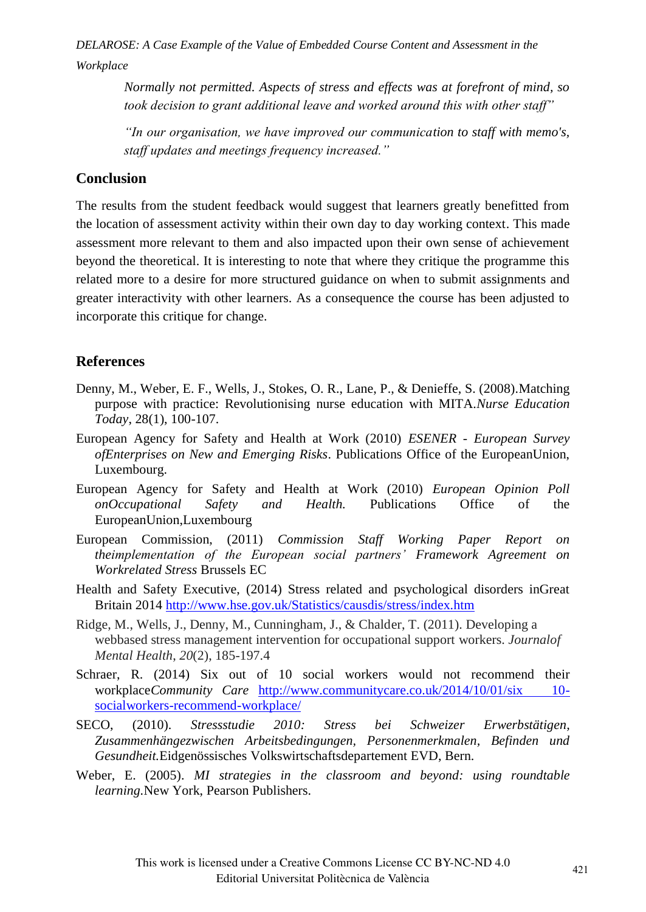*Normally not permitted. Aspects of stress and effects was at forefront of mind, so took decision to grant additional leave and worked around this with other staff"*

*"In our organisation, we have improved our communication to staff with memo's, staff updates and meetings frequency increased."*

## Conclusion

The results from the student feedback would suggest that learners greatly benefitted from the location of assessment activity within their own day to day working context. This made assessment more relevant to them and also impacted upon their own sense of achievement beyond the theoretical. It is interesting to note that where they critique the programme this related more to a desire for more structured guidance on when to submit assignments and greater interactivity with other learners. As a consequence the course has been adjusted to incorporate this critique for change.

## References

Denny, M., Weber, E. F., Wells, J., Stokes, O. R., Lane, P., & Denieffe, S. (2008).Matching purpose with practice: Revolutionising nurse education with MITA.*Nurse Education Today*, 28(1), 100-107.

European Agency for Safety and Health at Work (2010) *ESENER - European Survey ofEnterprises on New and Emerging Risks*. Publications Office of the EuropeanUnion, Luxembourg.

European Agency for Safety and Health at Work (2010) *European Opinion Poll onOccupational Safety and Health.* Publications Office of the EuropeanUnion,Luxembourg

European Commission, (2011) *Commission Staff Working Paper Report on theimplementation of the European social partners' Framework Agreement on Workrelated Stress* Brussels EC

Health and Safety Executive, (2014) Stress related and psychological disorders inGreat Britain 2014 http://www.hse.gov.uk/Statistics/causdis/stress/index.htm

Ridge, M., Wells, J., Denny, M., Cunningham, J., & Chalder, T. (2011). Developing a webbased stress management intervention for occupational support workers. *Journalof Mental Health*, *20*(2), 185-197.4

Schraer, R. (2014) Six out of 10 social workers would not recommend their workplace*Community Care* http://www.communitycare.co.uk/2014/10/01/six 10-socialworkers-recommend-workplace/

SECO, (2010). *Stressstudie 2010: Stress bei Schweizer Erwerbstätigen, Zusammenhängezwischen Arbeitsbedingungen, Personenmerkmalen, Befinden und Gesundheit.*Eidgenössisches Volkswirtschaftsdepartement EVD, Bern.

Weber, E. (2005). *MI strategies in the classroom and beyond: using roundtable learning.*New York, Pearson Publishers.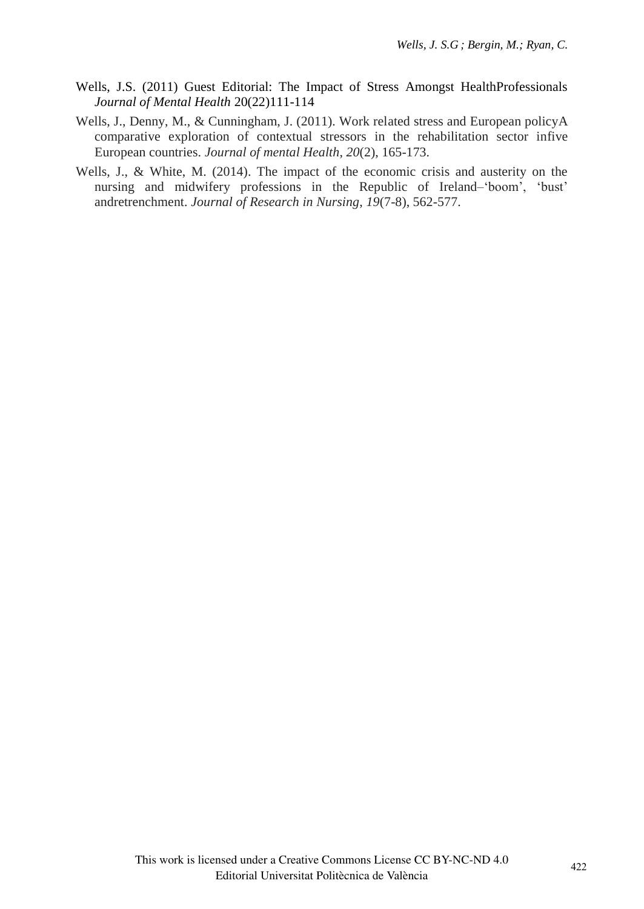Wells, J.S. (2011) Guest Editorial: The Impact of Stress Amongst HealthProfessionals *Journal of Mental Health* 20(22)111-114

Wells, J., Denny, M., & Cunningham, J. (2011). Work related stress and European policyA comparative exploration of contextual stressors in the rehabilitation sector infive European countries. *Journal of mental Health*, *20*(2), 165-173.

Wells, J., & White, M. (2014). The impact of the economic crisis and austerity on the nursing and midwifery professions in the Republic of Ireland–'boom', 'bust' andretrenchment. *Journal of Research in Nursing*, *19*(7-8), 562-577.